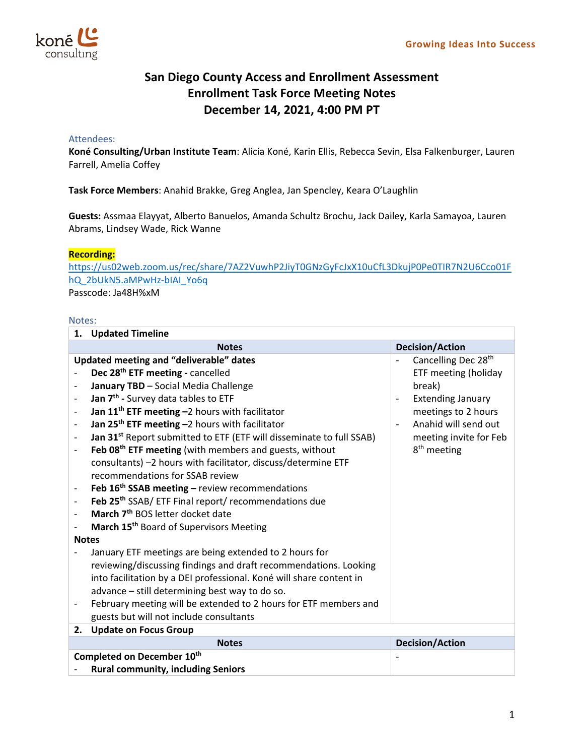# San Diego County Access and Enrollment Assessment
# Enrollment Task Force Meeting Notes
# December 14, 2021, 4:00 PM PT

### Attendees:

**Koné Consulting/Urban Institute Team**: Alicia Koné, Karin Ellis, Rebecca Sevin, Elsa Falkenburger, Lauren Farrell, Amelia Coffey

**Task Force Members**: Anahid Brakke, Greg Anglea, Jan Spencley, Keara O'Laughlin

**Guests:** Assmaa Elayyat, Alberto Banuelos, Amanda Schultz Brochu, Jack Dailey, Karla Samayoa, Lauren Abrams, Lindsey Wade, Rick Wanne

**Recording:**
https://us02web.zoom.us/rec/share/7AZ2VuwhP2JiyT0GNzGyFcJxX10uCfL3DkujP0Pe0TIR7N2U6Cco01FhQ_2bUkN5.aMPwHz-bIAI_Yo6q
Passcode: Ja48H%xM

### Notes:

**1. Updated Timeline**

| Notes | Decision/Action |
|---|---|
| **Updated meeting and "deliverable" dates**<br>- **Dec 28th ETF meeting -** cancelled<br>- **January TBD** – Social Media Challenge<br>- **Jan 7th -** Survey data tables to ETF<br>- **Jan 11th ETF meeting** –2 hours with facilitator<br>- **Jan 25th ETF meeting** –2 hours with facilitator<br>- **Jan 31st** Report submitted to ETF (ETF will disseminate to full SSAB)<br>- **Feb 08th ETF meeting** (with members and guests, without consultants) –2 hours with facilitator, discuss/determine ETF recommendations for SSAB review<br>- **Feb 16th SSAB meeting –** review recommendations<br>- **Feb 25th** SSAB/ ETF Final report/ recommendations due<br>- **March 7th** BOS letter docket date<br>- **March 15th** Board of Supervisors Meeting<br>**Notes**<br>- January ETF meetings are being extended to 2 hours for reviewing/discussing findings and draft recommendations. Looking into facilitation by a DEI professional. Koné will share content in advance – still determining best way to do so.<br>- February meeting will be extended to 2 hours for ETF members and guests but will not include consultants | - Cancelling Dec 28th ETF meeting (holiday break)<br>- Extending January meetings to 2 hours<br>- Anahid will send out meeting invite for Feb 8th meeting |

**2. Update on Focus Group**

| Notes | Decision/Action |
|---|---|
| **Completed on December 10th**<br>- **Rural community, including Seniors** | - |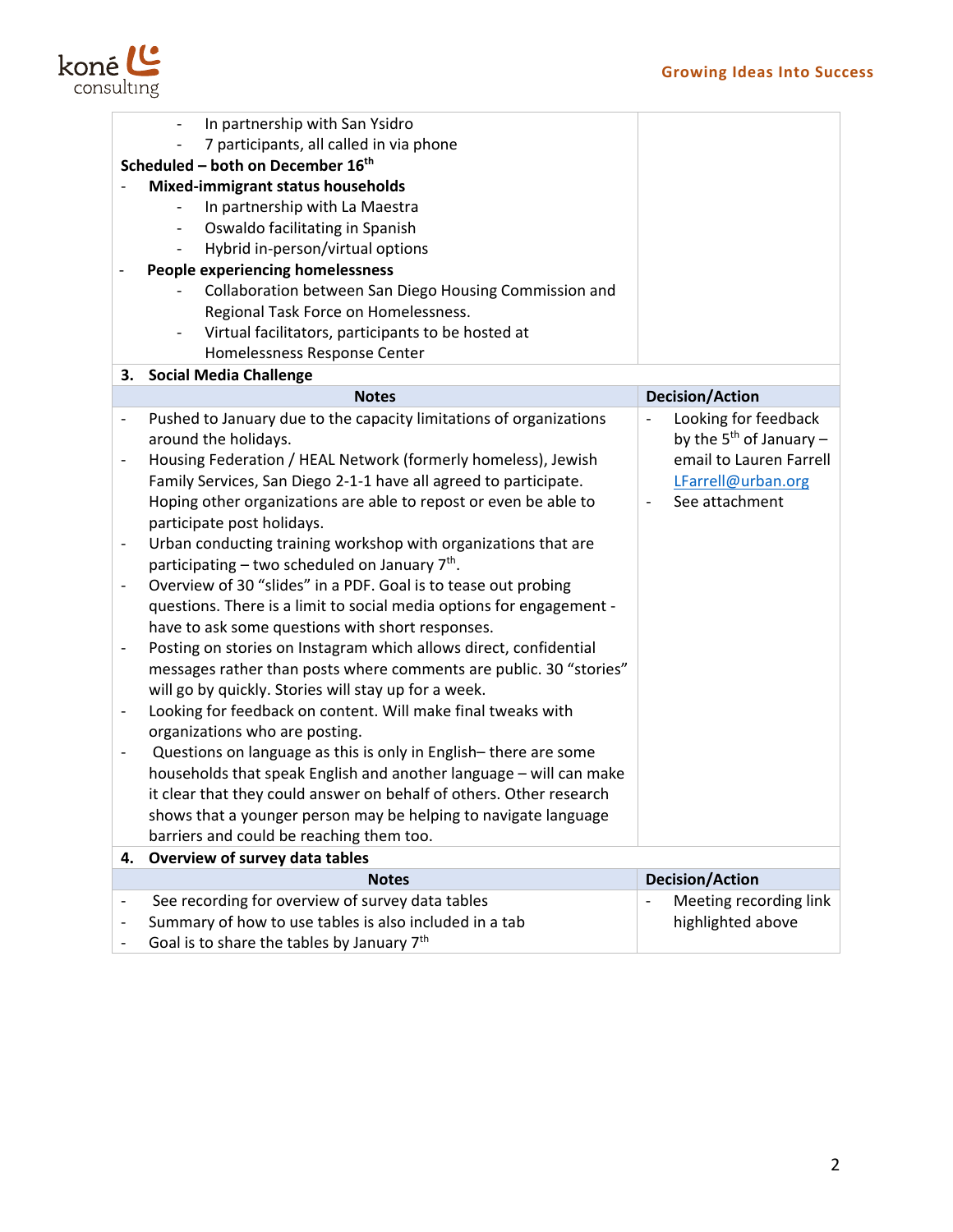| | |
|---|---|
| - In partnership with San Ysidro<br>- 7 participants, all called in via phone<br>**Scheduled – both on December 16th**<br>- **Mixed-immigrant status households**<br>  - In partnership with La Maestra<br>  - Oswaldo facilitating in Spanish<br>  - Hybrid in-person/virtual options<br>- **People experiencing homelessness**<br>  - Collaboration between San Diego Housing Commission and Regional Task Force on Homelessness.<br>  - Virtual facilitators, participants to be hosted at Homelessness Response Center | |
| **3. Social Media Challenge** | |
| **Notes** | **Decision/Action** |
| - Pushed to January due to the capacity limitations of organizations around the holidays.<br>- Housing Federation / HEAL Network (formerly homeless), Jewish Family Services, San Diego 2-1-1 have all agreed to participate. Hoping other organizations are able to repost or even be able to participate post holidays.<br>- Urban conducting training workshop with organizations that are participating – two scheduled on January 7th.<br>- Overview of 30 "slides" in a PDF. Goal is to tease out probing questions. There is a limit to social media options for engagement - have to ask some questions with short responses.<br>- Posting on stories on Instagram which allows direct, confidential messages rather than posts where comments are public. 30 "stories" will go by quickly. Stories will stay up for a week.<br>- Looking for feedback on content. Will make final tweaks with organizations who are posting.<br>- Questions on language as this is only in English– there are some households that speak English and another language – will can make it clear that they could answer on behalf of others. Other research shows that a younger person may be helping to navigate language barriers and could be reaching them too. | - Looking for feedback by the 5th of January – email to Lauren Farrell LFarrell@urban.org<br>- See attachment |
| **4. Overview of survey data tables** | |
| **Notes** | **Decision/Action** |
| - See recording for overview of survey data tables<br>- Summary of how to use tables is also included in a tab<br>- Goal is to share the tables by January 7th | - Meeting recording link highlighted above |